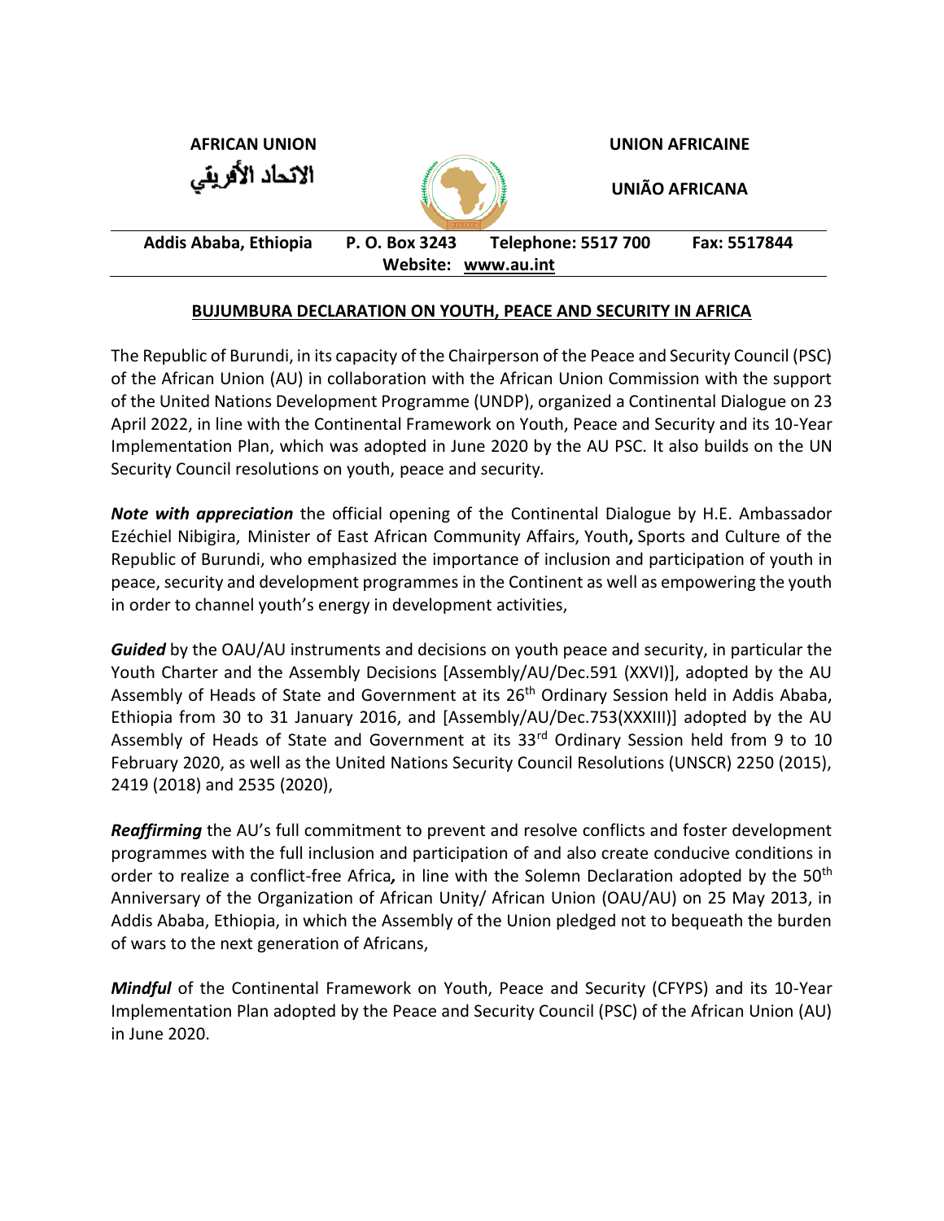**AFRICAN UNION**

الاتحاد الأفريقي

**UNION AFRICAINE**

**UNIÃO AFRICANA**

**Addis Ababa, Ethiopia P. O. Box 3243 Telephone: 5517 700 Fax: 5517844**
**Website: www.au.int**

## BUJUMBURA DECLARATION ON YOUTH, PEACE AND SECURITY IN AFRICA

The Republic of Burundi, in its capacity of the Chairperson of the Peace and Security Council (PSC) of the African Union (AU) in collaboration with the African Union Commission with the support of the United Nations Development Programme (UNDP), organized a Continental Dialogue on 23 April 2022, in line with the Continental Framework on Youth, Peace and Security and its 10-Year Implementation Plan, which was adopted in June 2020 by the AU PSC. It also builds on the UN Security Council resolutions on youth, peace and security.

***Note with appreciation*** the official opening of the Continental Dialogue by H.E. Ambassador Ezéchiel Nibigira, Minister of East African Community Affairs, Youth**,** Sports and Culture of the Republic of Burundi, who emphasized the importance of inclusion and participation of youth in peace, security and development programmes in the Continent as well as empowering the youth in order to channel youth's energy in development activities,

***Guided*** by the OAU/AU instruments and decisions on youth peace and security, in particular the Youth Charter and the Assembly Decisions [Assembly/AU/Dec.591 (XXVI)], adopted by the AU Assembly of Heads of State and Government at its 26th Ordinary Session held in Addis Ababa, Ethiopia from 30 to 31 January 2016, and [Assembly/AU/Dec.753(XXXIII)] adopted by the AU Assembly of Heads of State and Government at its 33rd Ordinary Session held from 9 to 10 February 2020, as well as the United Nations Security Council Resolutions (UNSCR) 2250 (2015), 2419 (2018) and 2535 (2020),

***Reaffirming*** the AU's full commitment to prevent and resolve conflicts and foster development programmes with the full inclusion and participation of and also create conducive conditions in order to realize a conflict-free Africa*,* in line with the Solemn Declaration adopted by the 50th Anniversary of the Organization of African Unity/ African Union (OAU/AU) on 25 May 2013, in Addis Ababa, Ethiopia, in which the Assembly of the Union pledged not to bequeath the burden of wars to the next generation of Africans,

***Mindful*** of the Continental Framework on Youth, Peace and Security (CFYPS) and its 10-Year Implementation Plan adopted by the Peace and Security Council (PSC) of the African Union (AU) in June 2020.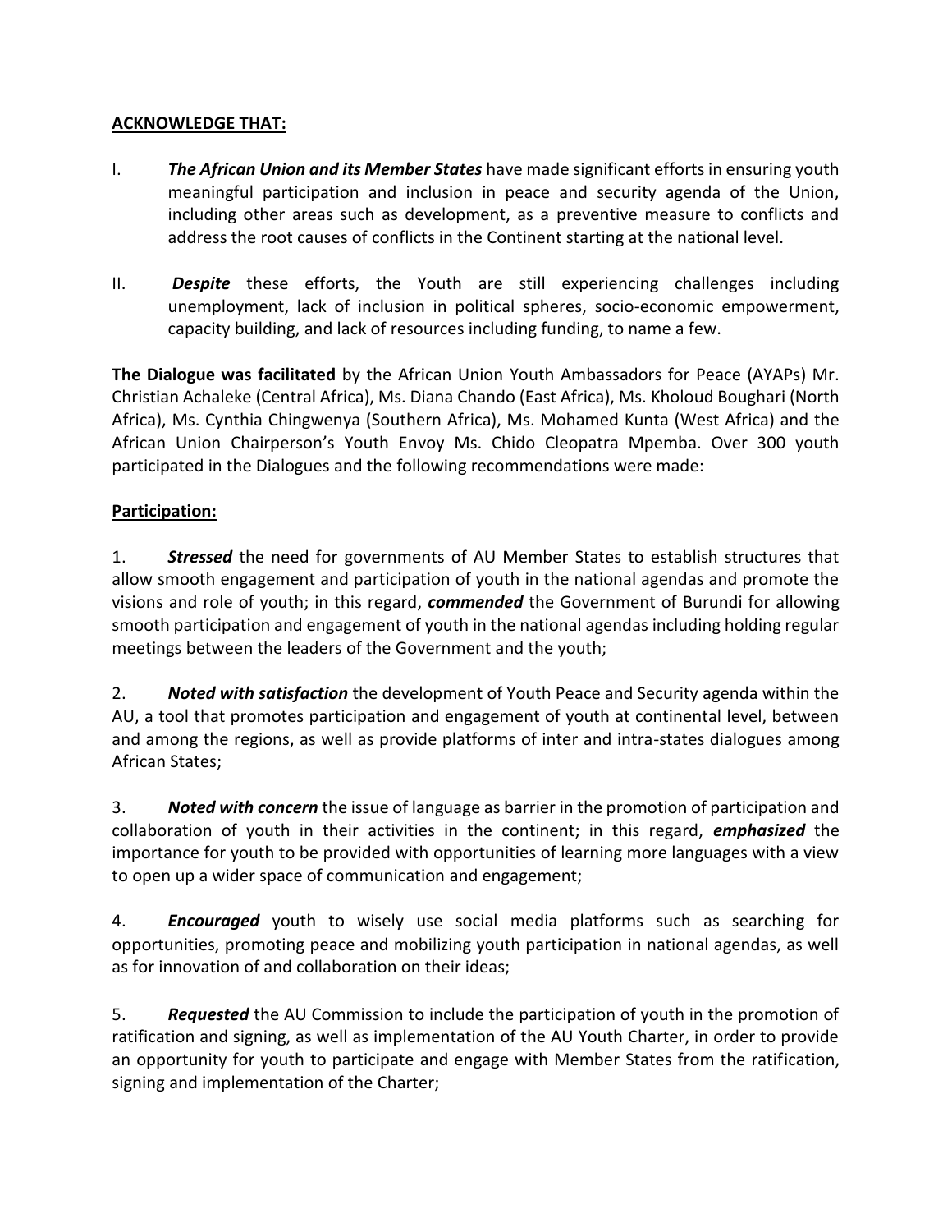**ACKNOWLEDGE THAT:**

I. ***The African Union and its Member States*** have made significant efforts in ensuring youth meaningful participation and inclusion in peace and security agenda of the Union, including other areas such as development, as a preventive measure to conflicts and address the root causes of conflicts in the Continent starting at the national level.

II. ***Despite*** these efforts, the Youth are still experiencing challenges including unemployment, lack of inclusion in political spheres, socio-economic empowerment, capacity building, and lack of resources including funding, to name a few.

**The Dialogue was facilitated** by the African Union Youth Ambassadors for Peace (AYAPs) Mr. Christian Achaleke (Central Africa), Ms. Diana Chando (East Africa), Ms. Kholoud Boughari (North Africa), Ms. Cynthia Chingwenya (Southern Africa), Ms. Mohamed Kunta (West Africa) and the African Union Chairperson's Youth Envoy Ms. Chido Cleopatra Mpemba. Over 300 youth participated in the Dialogues and the following recommendations were made:

**Participation:**

1. ***Stressed*** the need for governments of AU Member States to establish structures that allow smooth engagement and participation of youth in the national agendas and promote the visions and role of youth; in this regard, ***commended*** the Government of Burundi for allowing smooth participation and engagement of youth in the national agendas including holding regular meetings between the leaders of the Government and the youth;

2. ***Noted with satisfaction*** the development of Youth Peace and Security agenda within the AU, a tool that promotes participation and engagement of youth at continental level, between and among the regions, as well as provide platforms of inter and intra-states dialogues among African States;

3. ***Noted with concern*** the issue of language as barrier in the promotion of participation and collaboration of youth in their activities in the continent; in this regard, ***emphasized*** the importance for youth to be provided with opportunities of learning more languages with a view to open up a wider space of communication and engagement;

4. ***Encouraged*** youth to wisely use social media platforms such as searching for opportunities, promoting peace and mobilizing youth participation in national agendas, as well as for innovation of and collaboration on their ideas;

5. ***Requested*** the AU Commission to include the participation of youth in the promotion of ratification and signing, as well as implementation of the AU Youth Charter, in order to provide an opportunity for youth to participate and engage with Member States from the ratification, signing and implementation of the Charter;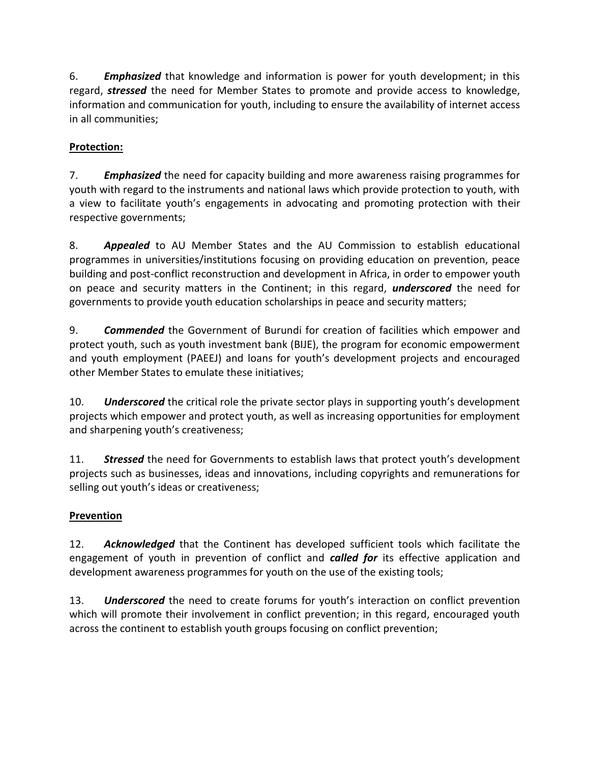6. ***Emphasized*** that knowledge and information is power for youth development; in this regard, ***stressed*** the need for Member States to promote and provide access to knowledge, information and communication for youth, including to ensure the availability of internet access in all communities;

**Protection:**

7. ***Emphasized*** the need for capacity building and more awareness raising programmes for youth with regard to the instruments and national laws which provide protection to youth, with a view to facilitate youth's engagements in advocating and promoting protection with their respective governments;

8. ***Appealed*** to AU Member States and the AU Commission to establish educational programmes in universities/institutions focusing on providing education on prevention, peace building and post-conflict reconstruction and development in Africa, in order to empower youth on peace and security matters in the Continent; in this regard, ***underscored*** the need for governments to provide youth education scholarships in peace and security matters;

9. ***Commended*** the Government of Burundi for creation of facilities which empower and protect youth, such as youth investment bank (BIJE), the program for economic empowerment and youth employment (PAEEJ) and loans for youth's development projects and encouraged other Member States to emulate these initiatives;

10. ***Underscored*** the critical role the private sector plays in supporting youth's development projects which empower and protect youth, as well as increasing opportunities for employment and sharpening youth's creativeness;

11. ***Stressed*** the need for Governments to establish laws that protect youth's development projects such as businesses, ideas and innovations, including copyrights and remunerations for selling out youth's ideas or creativeness;

**Prevention**

12. ***Acknowledged*** that the Continent has developed sufficient tools which facilitate the engagement of youth in prevention of conflict and ***called for*** its effective application and development awareness programmes for youth on the use of the existing tools;

13. ***Underscored*** the need to create forums for youth's interaction on conflict prevention which will promote their involvement in conflict prevention; in this regard, encouraged youth across the continent to establish youth groups focusing on conflict prevention;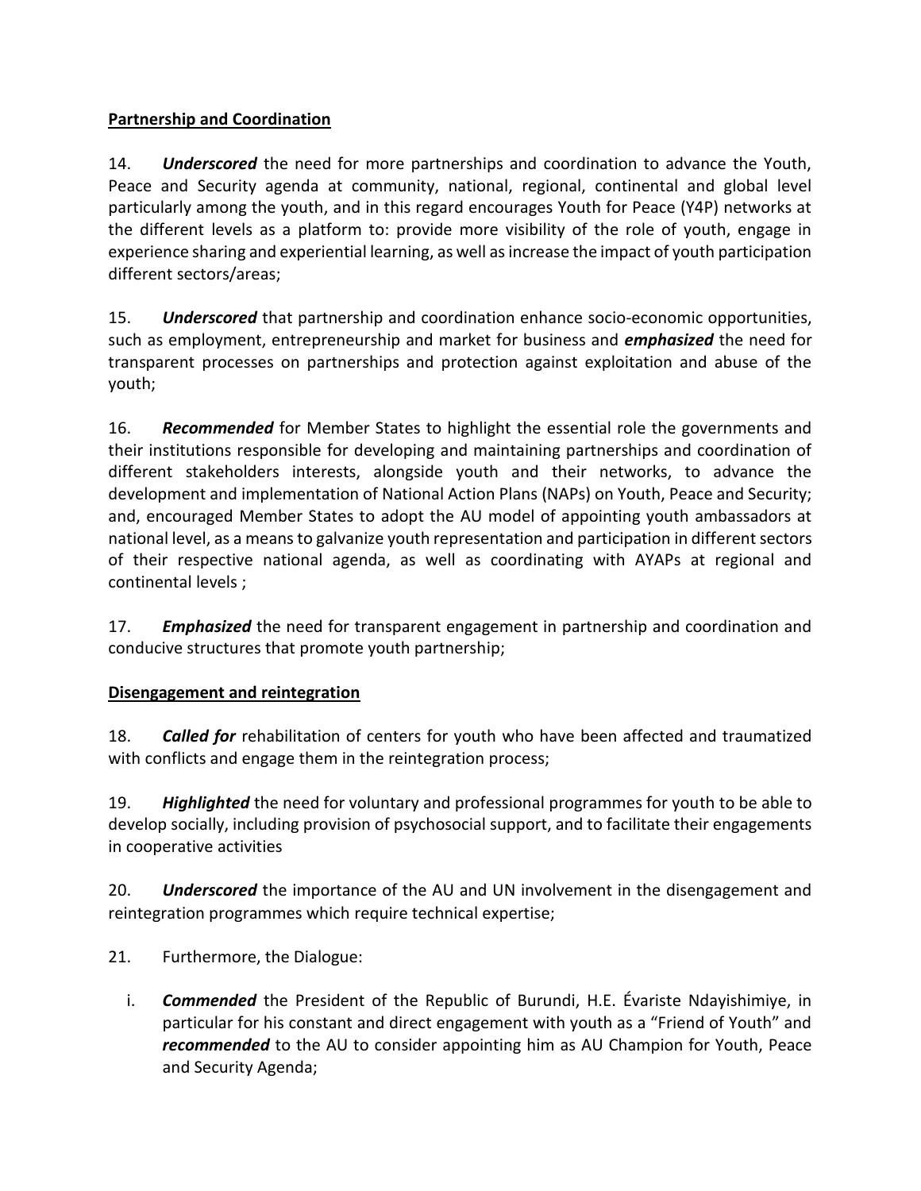**Partnership and Coordination**

14. ***Underscored*** the need for more partnerships and coordination to advance the Youth, Peace and Security agenda at community, national, regional, continental and global level particularly among the youth, and in this regard encourages Youth for Peace (Y4P) networks at the different levels as a platform to: provide more visibility of the role of youth, engage in experience sharing and experiential learning, as well as increase the impact of youth participation different sectors/areas;

15. ***Underscored*** that partnership and coordination enhance socio-economic opportunities, such as employment, entrepreneurship and market for business and ***emphasized*** the need for transparent processes on partnerships and protection against exploitation and abuse of the youth;

16. ***Recommended*** for Member States to highlight the essential role the governments and their institutions responsible for developing and maintaining partnerships and coordination of different stakeholders interests, alongside youth and their networks, to advance the development and implementation of National Action Plans (NAPs) on Youth, Peace and Security; and, encouraged Member States to adopt the AU model of appointing youth ambassadors at national level, as a means to galvanize youth representation and participation in different sectors of their respective national agenda, as well as coordinating with AYAPs at regional and continental levels ;

17. ***Emphasized*** the need for transparent engagement in partnership and coordination and conducive structures that promote youth partnership;

**Disengagement and reintegration**

18. ***Called for*** rehabilitation of centers for youth who have been affected and traumatized with conflicts and engage them in the reintegration process;

19. ***Highlighted*** the need for voluntary and professional programmes for youth to be able to develop socially, including provision of psychosocial support, and to facilitate their engagements in cooperative activities

20. ***Underscored*** the importance of the AU and UN involvement in the disengagement and reintegration programmes which require technical expertise;

21. Furthermore, the Dialogue:

i. ***Commended*** the President of the Republic of Burundi, H.E. Évariste Ndayishimiye, in particular for his constant and direct engagement with youth as a "Friend of Youth" and ***recommended*** to the AU to consider appointing him as AU Champion for Youth, Peace and Security Agenda;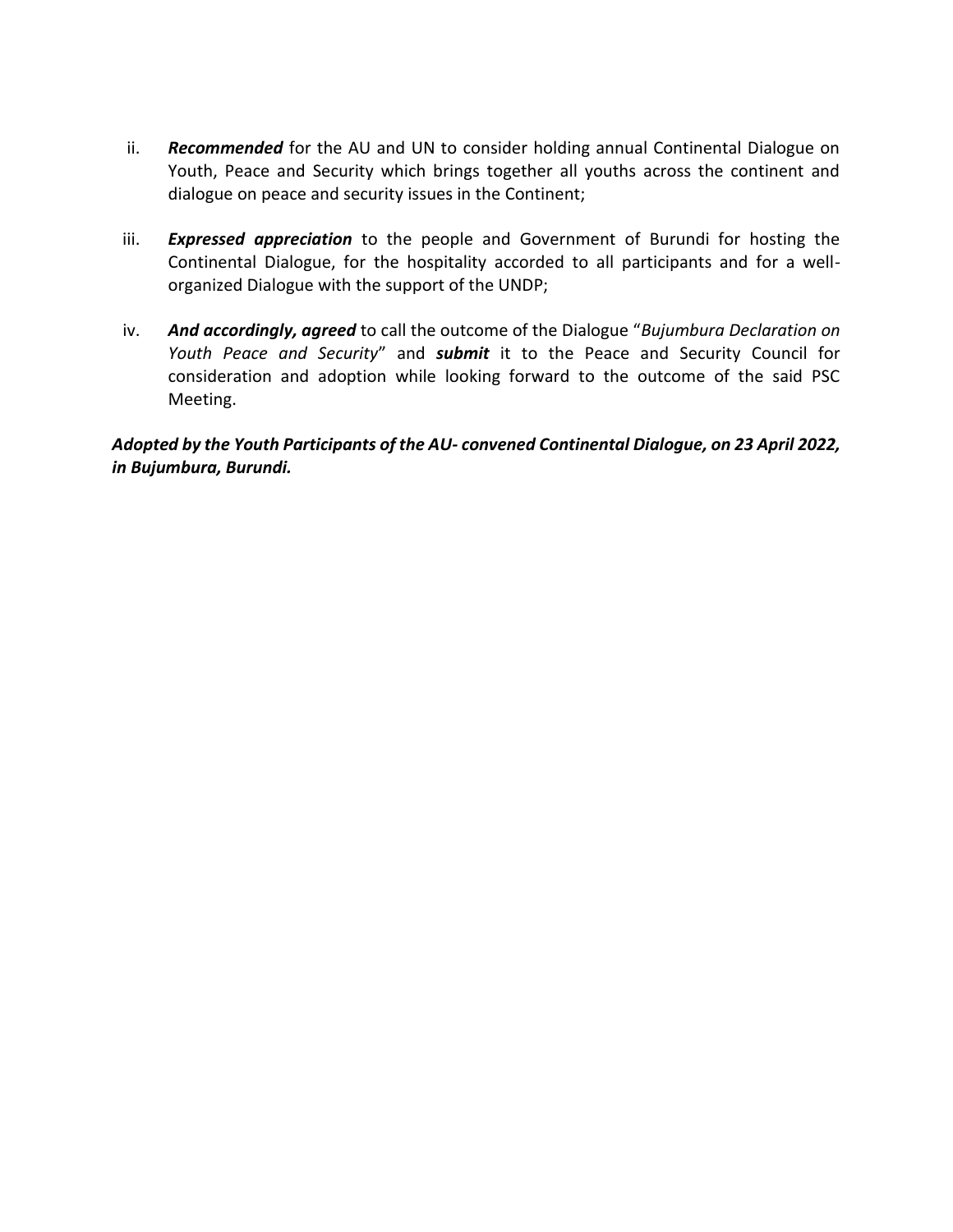ii. ***Recommended*** for the AU and UN to consider holding annual Continental Dialogue on Youth, Peace and Security which brings together all youths across the continent and dialogue on peace and security issues in the Continent;

iii. ***Expressed appreciation*** to the people and Government of Burundi for hosting the Continental Dialogue, for the hospitality accorded to all participants and for a well-organized Dialogue with the support of the UNDP;

iv. ***And accordingly, agreed*** to call the outcome of the Dialogue "*Bujumbura Declaration on Youth Peace and Security*" and ***submit*** it to the Peace and Security Council for consideration and adoption while looking forward to the outcome of the said PSC Meeting.

***Adopted by the Youth Participants of the AU- convened Continental Dialogue, on 23 April 2022, in Bujumbura, Burundi.***